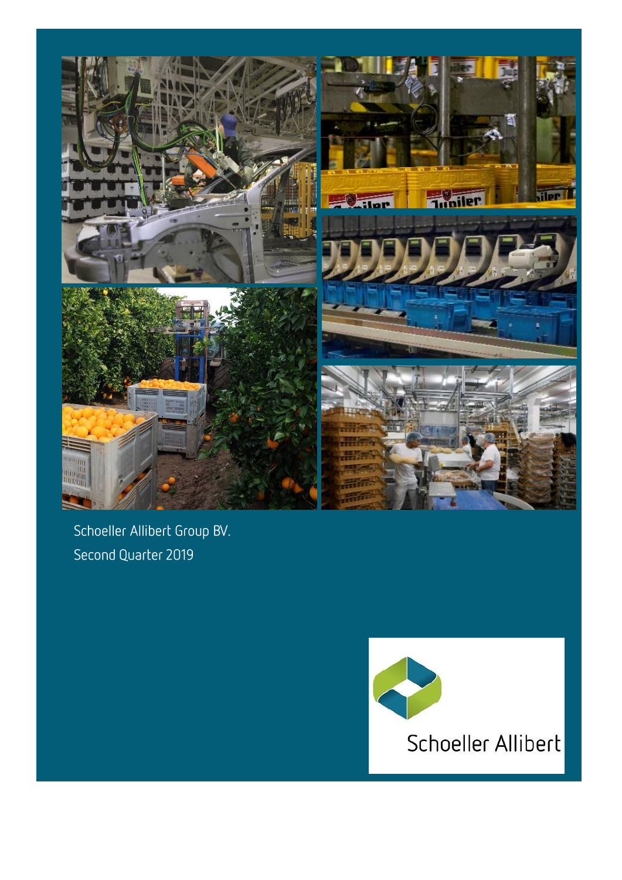Schoeller Allibert Group BV.

Second Quarter 2019

Schoeller Allibert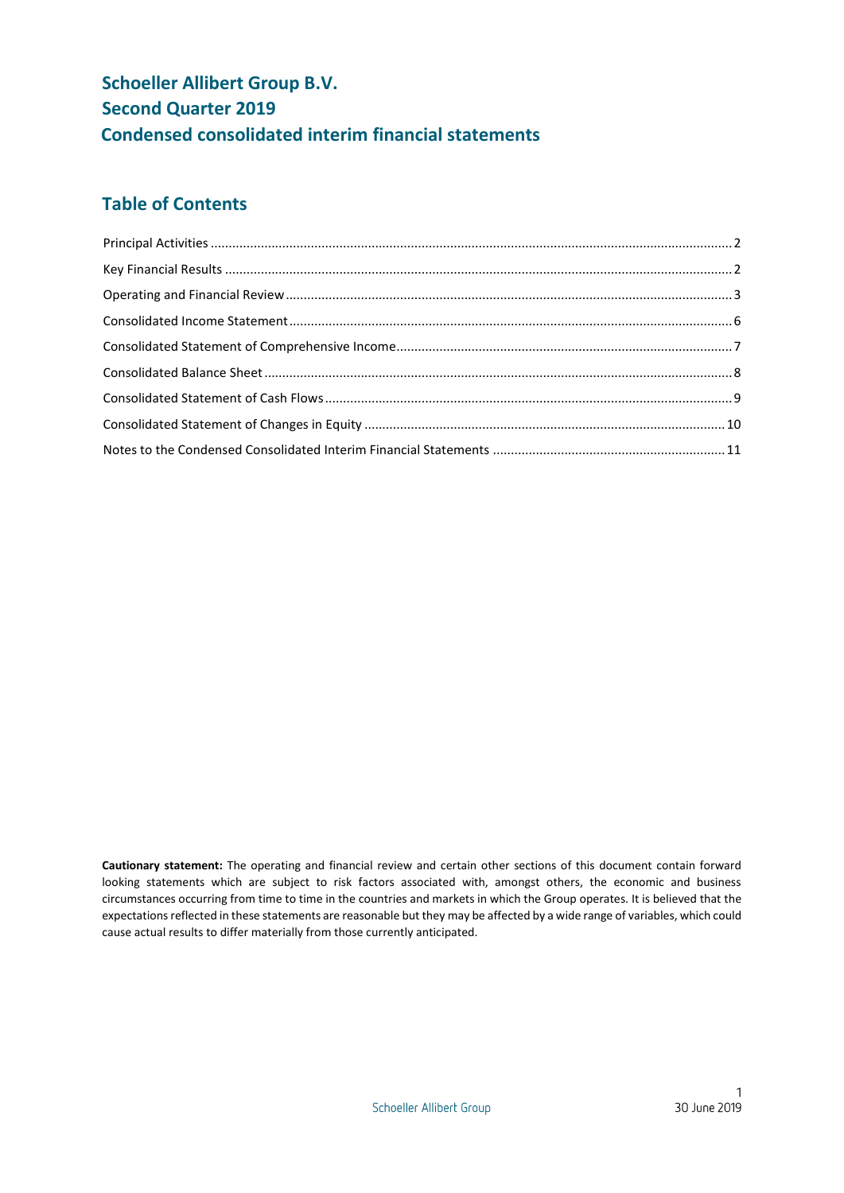# Schoeller Allibert Group B.V.
# Second Quarter 2019
# Condensed consolidated interim financial statements

## Table of Contents

Principal Activities ..... 2

Key Financial Results ..... 2

Operating and Financial Review ..... 3

Consolidated Income Statement ..... 6

Consolidated Statement of Comprehensive Income ..... 7

Consolidated Balance Sheet ..... 8

Consolidated Statement of Cash Flows ..... 9

Consolidated Statement of Changes in Equity ..... 10

Notes to the Condensed Consolidated Interim Financial Statements ..... 11

**Cautionary statement:** The operating and financial review and certain other sections of this document contain forward looking statements which are subject to risk factors associated with, amongst others, the economic and business circumstances occurring from time to time in the countries and markets in which the Group operates. It is believed that the expectations reflected in these statements are reasonable but they may be affected by a wide range of variables, which could cause actual results to differ materially from those currently anticipated.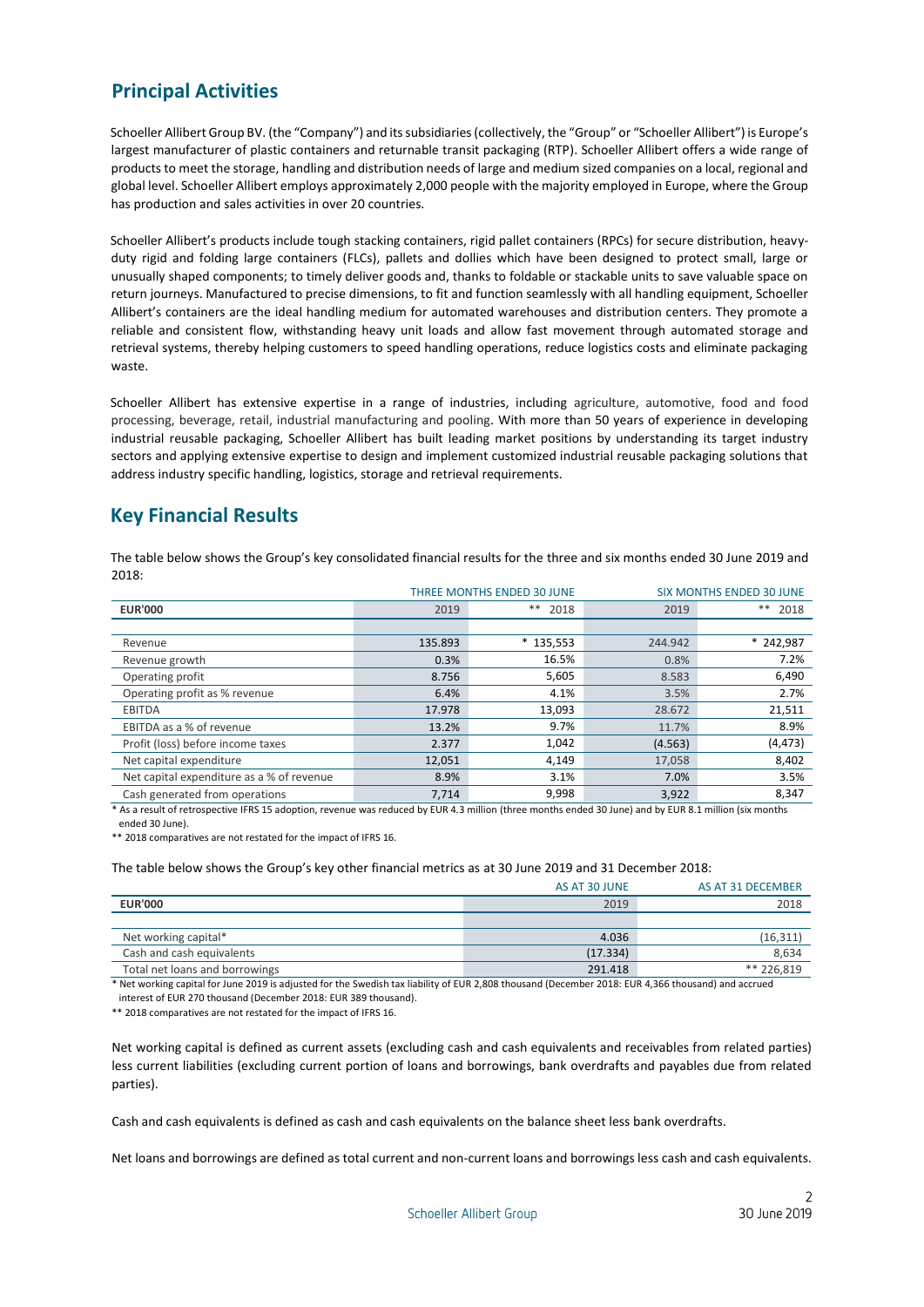## Principal Activities

Schoeller Allibert Group BV. (the "Company") and its subsidiaries (collectively, the "Group" or "Schoeller Allibert") is Europe's largest manufacturer of plastic containers and returnable transit packaging (RTP). Schoeller Allibert offers a wide range of products to meet the storage, handling and distribution needs of large and medium sized companies on a local, regional and global level. Schoeller Allibert employs approximately 2,000 people with the majority employed in Europe, where the Group has production and sales activities in over 20 countries.

Schoeller Allibert's products include tough stacking containers, rigid pallet containers (RPCs) for secure distribution, heavy-duty rigid and folding large containers (FLCs), pallets and dollies which have been designed to protect small, large or unusually shaped components; to timely deliver goods and, thanks to foldable or stackable units to save valuable space on return journeys. Manufactured to precise dimensions, to fit and function seamlessly with all handling equipment, Schoeller Allibert's containers are the ideal handling medium for automated warehouses and distribution centers. They promote a reliable and consistent flow, withstanding heavy unit loads and allow fast movement through automated storage and retrieval systems, thereby helping customers to speed handling operations, reduce logistics costs and eliminate packaging waste.

Schoeller Allibert has extensive expertise in a range of industries, including agriculture, automotive, food and food processing, beverage, retail, industrial manufacturing and pooling. With more than 50 years of experience in developing industrial reusable packaging, Schoeller Allibert has built leading market positions by understanding its target industry sectors and applying extensive expertise to design and implement customized industrial reusable packaging solutions that address industry specific handling, logistics, storage and retrieval requirements.

## Key Financial Results

The table below shows the Group's key consolidated financial results for the three and six months ended 30 June 2019 and 2018:

| | THREE MONTHS ENDED 30 JUNE | | SIX MONTHS ENDED 30 JUNE | |
|---|---|---|---|---|
| **EUR'000** | 2019 | ** 2018 | 2019 | ** 2018 |
| Revenue | 135.893 | * 135,553 | 244.942 | * 242,987 |
| Revenue growth | 0.3% | 16.5% | 0.8% | 7.2% |
| Operating profit | 8.756 | 5,605 | 8.583 | 6,490 |
| Operating profit as % revenue | 6.4% | 4.1% | 3.5% | 2.7% |
| EBITDA | 17.978 | 13,093 | 28.672 | 21,511 |
| EBITDA as a % of revenue | 13.2% | 9.7% | 11.7% | 8.9% |
| Profit (loss) before income taxes | 2.377 | 1,042 | (4.563) | (4,473) |
| Net capital expenditure | 12,051 | 4,149 | 17,058 | 8,402 |
| Net capital expenditure as a % of revenue | 8.9% | 3.1% | 7.0% | 3.5% |
| Cash generated from operations | 7,714 | 9,998 | 3,922 | 8,347 |

\* As a result of retrospective IFRS 15 adoption, revenue was reduced by EUR 4.3 million (three months ended 30 June) and by EUR 8.1 million (six months ended 30 June).

** 2018 comparatives are not restated for the impact of IFRS 16.

The table below shows the Group's key other financial metrics as at 30 June 2019 and 31 December 2018:

| | AS AT 30 JUNE | AS AT 31 DECEMBER |
|---|---|---|
| **EUR'000** | 2019 | 2018 |
| Net working capital* | 4.036 | (16,311) |
| Cash and cash equivalents | (17.334) | 8,634 |
| Total net loans and borrowings | 291.418 | ** 226,819 |

\* Net working capital for June 2019 is adjusted for the Swedish tax liability of EUR 2,808 thousand (December 2018: EUR 4,366 thousand) and accrued interest of EUR 270 thousand (December 2018: EUR 389 thousand).

** 2018 comparatives are not restated for the impact of IFRS 16.

Net working capital is defined as current assets (excluding cash and cash equivalents and receivables from related parties) less current liabilities (excluding current portion of loans and borrowings, bank overdrafts and payables due from related parties).

Cash and cash equivalents is defined as cash and cash equivalents on the balance sheet less bank overdrafts.

Net loans and borrowings are defined as total current and non-current loans and borrowings less cash and cash equivalents.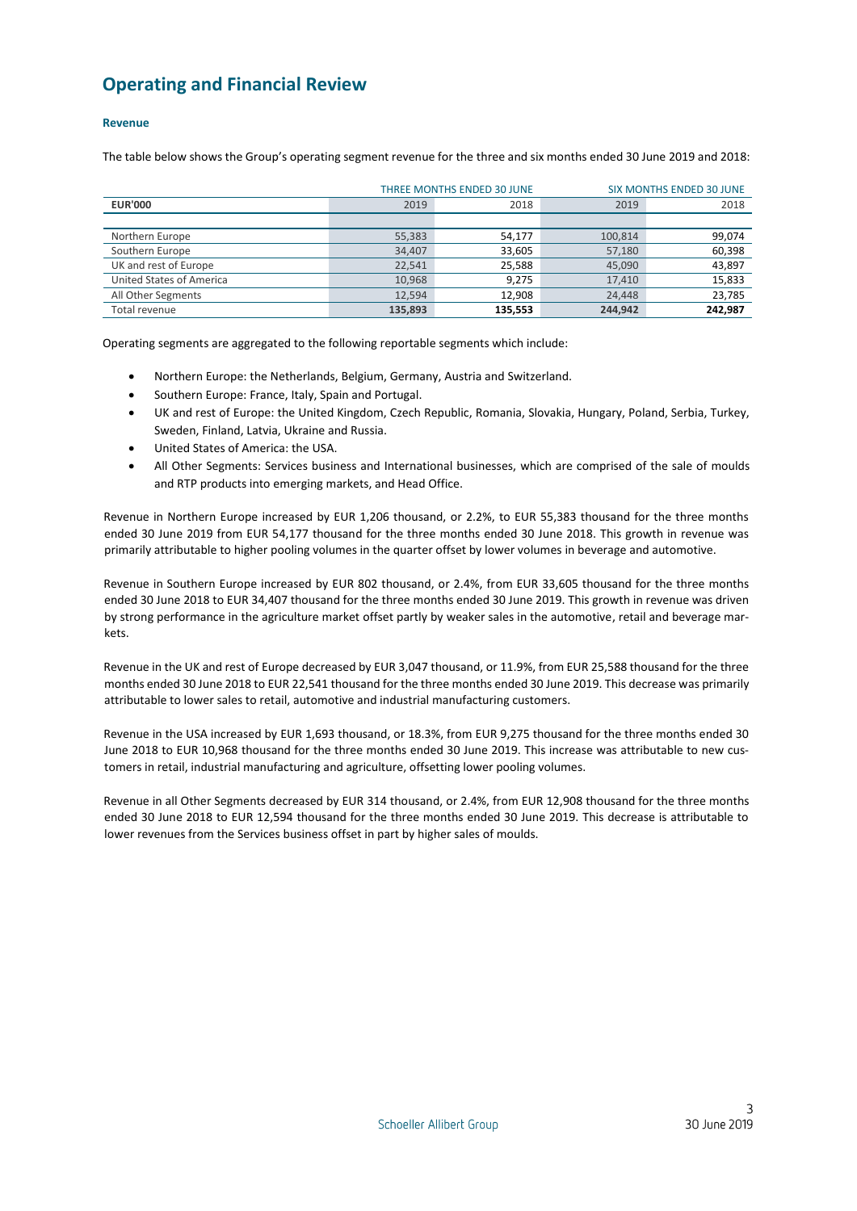# Operating and Financial Review

### Revenue

The table below shows the Group's operating segment revenue for the three and six months ended 30 June 2019 and 2018:

| | THREE MONTHS ENDED 30 JUNE | | SIX MONTHS ENDED 30 JUNE | |
|---|---|---|---|---|
| **EUR'000** | 2019 | 2018 | 2019 | 2018 |
| | | | | |
| Northern Europe | 55,383 | 54,177 | 100,814 | 99,074 |
| Southern Europe | 34,407 | 33,605 | 57,180 | 60,398 |
| UK and rest of Europe | 22,541 | 25,588 | 45,090 | 43,897 |
| United States of America | 10,968 | 9,275 | 17,410 | 15,833 |
| All Other Segments | 12,594 | 12,908 | 24,448 | 23,785 |
| Total revenue | **135,893** | **135,553** | **244,942** | **242,987** |

Operating segments are aggregated to the following reportable segments which include:

- Northern Europe: the Netherlands, Belgium, Germany, Austria and Switzerland.
- Southern Europe: France, Italy, Spain and Portugal.
- UK and rest of Europe: the United Kingdom, Czech Republic, Romania, Slovakia, Hungary, Poland, Serbia, Turkey, Sweden, Finland, Latvia, Ukraine and Russia.
- United States of America: the USA.
- All Other Segments: Services business and International businesses, which are comprised of the sale of moulds and RTP products into emerging markets, and Head Office.

Revenue in Northern Europe increased by EUR 1,206 thousand, or 2.2%, to EUR 55,383 thousand for the three months ended 30 June 2019 from EUR 54,177 thousand for the three months ended 30 June 2018. This growth in revenue was primarily attributable to higher pooling volumes in the quarter offset by lower volumes in beverage and automotive.

Revenue in Southern Europe increased by EUR 802 thousand, or 2.4%, from EUR 33,605 thousand for the three months ended 30 June 2018 to EUR 34,407 thousand for the three months ended 30 June 2019. This growth in revenue was driven by strong performance in the agriculture market offset partly by weaker sales in the automotive, retail and beverage markets.

Revenue in the UK and rest of Europe decreased by EUR 3,047 thousand, or 11.9%, from EUR 25,588 thousand for the three months ended 30 June 2018 to EUR 22,541 thousand for the three months ended 30 June 2019. This decrease was primarily attributable to lower sales to retail, automotive and industrial manufacturing customers.

Revenue in the USA increased by EUR 1,693 thousand, or 18.3%, from EUR 9,275 thousand for the three months ended 30 June 2018 to EUR 10,968 thousand for the three months ended 30 June 2019. This increase was attributable to new customers in retail, industrial manufacturing and agriculture, offsetting lower pooling volumes.

Revenue in all Other Segments decreased by EUR 314 thousand, or 2.4%, from EUR 12,908 thousand for the three months ended 30 June 2018 to EUR 12,594 thousand for the three months ended 30 June 2019. This decrease is attributable to lower revenues from the Services business offset in part by higher sales of moulds.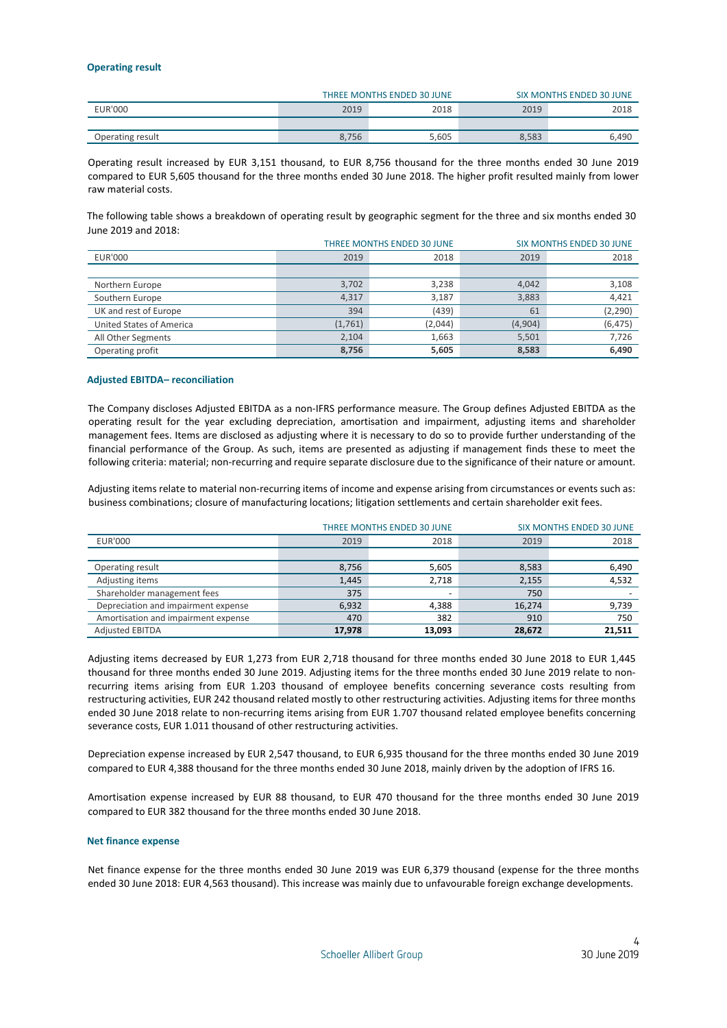### Operating result

| | THREE MONTHS ENDED 30 JUNE | | SIX MONTHS ENDED 30 JUNE | |
|---|---|---|---|---|
| EUR'000 | 2019 | 2018 | 2019 | 2018 |
| | | | | |
| Operating result | 8,756 | 5,605 | 8,583 | 6,490 |

Operating result increased by EUR 3,151 thousand, to EUR 8,756 thousand for the three months ended 30 June 2019 compared to EUR 5,605 thousand for the three months ended 30 June 2018. The higher profit resulted mainly from lower raw material costs.

The following table shows a breakdown of operating result by geographic segment for the three and six months ended 30 June 2019 and 2018:

| | THREE MONTHS ENDED 30 JUNE | | SIX MONTHS ENDED 30 JUNE | |
|---|---|---|---|---|
| EUR'000 | 2019 | 2018 | 2019 | 2018 |
| | | | | |
| Northern Europe | 3,702 | 3,238 | 4,042 | 3,108 |
| Southern Europe | 4,317 | 3,187 | 3,883 | 4,421 |
| UK and rest of Europe | 394 | (439) | 61 | (2,290) |
| United States of America | (1,761) | (2,044) | (4,904) | (6,475) |
| All Other Segments | 2,104 | 1,663 | 5,501 | 7,726 |
| Operating profit | **8,756** | **5,605** | **8,583** | **6,490** |

### Adjusted EBITDA– reconciliation

The Company discloses Adjusted EBITDA as a non-IFRS performance measure. The Group defines Adjusted EBITDA as the operating result for the year excluding depreciation, amortisation and impairment, adjusting items and shareholder management fees. Items are disclosed as adjusting where it is necessary to do so to provide further understanding of the financial performance of the Group. As such, items are presented as adjusting if management finds these to meet the following criteria: material; non-recurring and require separate disclosure due to the significance of their nature or amount.

Adjusting items relate to material non-recurring items of income and expense arising from circumstances or events such as: business combinations; closure of manufacturing locations; litigation settlements and certain shareholder exit fees.

| | THREE MONTHS ENDED 30 JUNE | | SIX MONTHS ENDED 30 JUNE | |
|---|---|---|---|---|
| EUR'000 | 2019 | 2018 | 2019 | 2018 |
| | | | | |
| Operating result | 8,756 | 5,605 | 8,583 | 6,490 |
| Adjusting items | 1,445 | 2,718 | 2,155 | 4,532 |
| Shareholder management fees | 375 | - | 750 | - |
| Depreciation and impairment expense | 6,932 | 4,388 | 16,274 | 9,739 |
| Amortisation and impairment expense | 470 | 382 | 910 | 750 |
| Adjusted EBITDA | **17,978** | **13,093** | **28,672** | **21,511** |

Adjusting items decreased by EUR 1,273 from EUR 2,718 thousand for three months ended 30 June 2018 to EUR 1,445 thousand for three months ended 30 June 2019. Adjusting items for the three months ended 30 June 2019 relate to non-recurring items arising from EUR 1.203 thousand of employee benefits concerning severance costs resulting from restructuring activities, EUR 242 thousand related mostly to other restructuring activities. Adjusting items for three months ended 30 June 2018 relate to non-recurring items arising from EUR 1.707 thousand related employee benefits concerning severance costs, EUR 1.011 thousand of other restructuring activities.

Depreciation expense increased by EUR 2,547 thousand, to EUR 6,935 thousand for the three months ended 30 June 2019 compared to EUR 4,388 thousand for the three months ended 30 June 2018, mainly driven by the adoption of IFRS 16.

Amortisation expense increased by EUR 88 thousand, to EUR 470 thousand for the three months ended 30 June 2019 compared to EUR 382 thousand for the three months ended 30 June 2018.

### Net finance expense

Net finance expense for the three months ended 30 June 2019 was EUR 6,379 thousand (expense for the three months ended 30 June 2018: EUR 4,563 thousand). This increase was mainly due to unfavourable foreign exchange developments.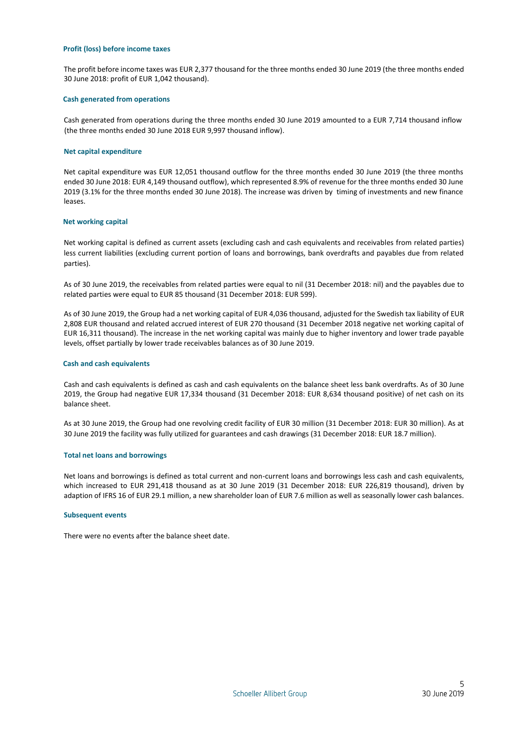### Profit (loss) before income taxes

The profit before income taxes was EUR 2,377 thousand for the three months ended 30 June 2019 (the three months ended 30 June 2018: profit of EUR 1,042 thousand).

### Cash generated from operations

Cash generated from operations during the three months ended 30 June 2019 amounted to a EUR 7,714 thousand inflow (the three months ended 30 June 2018 EUR 9,997 thousand inflow).

### Net capital expenditure

Net capital expenditure was EUR 12,051 thousand outflow for the three months ended 30 June 2019 (the three months ended 30 June 2018: EUR 4,149 thousand outflow), which represented 8.9% of revenue for the three months ended 30 June 2019 (3.1% for the three months ended 30 June 2018). The increase was driven by timing of investments and new finance leases.

### Net working capital

Net working capital is defined as current assets (excluding cash and cash equivalents and receivables from related parties) less current liabilities (excluding current portion of loans and borrowings, bank overdrafts and payables due from related parties).

As of 30 June 2019, the receivables from related parties were equal to nil (31 December 2018: nil) and the payables due to related parties were equal to EUR 85 thousand (31 December 2018: EUR 599).

As of 30 June 2019, the Group had a net working capital of EUR 4,036 thousand, adjusted for the Swedish tax liability of EUR 2,808 EUR thousand and related accrued interest of EUR 270 thousand (31 December 2018 negative net working capital of EUR 16,311 thousand). The increase in the net working capital was mainly due to higher inventory and lower trade payable levels, offset partially by lower trade receivables balances as of 30 June 2019.

### Cash and cash equivalents

Cash and cash equivalents is defined as cash and cash equivalents on the balance sheet less bank overdrafts. As of 30 June 2019, the Group had negative EUR 17,334 thousand (31 December 2018: EUR 8,634 thousand positive) of net cash on its balance sheet.

As at 30 June 2019, the Group had one revolving credit facility of EUR 30 million (31 December 2018: EUR 30 million). As at 30 June 2019 the facility was fully utilized for guarantees and cash drawings (31 December 2018: EUR 18.7 million).

### Total net loans and borrowings

Net loans and borrowings is defined as total current and non-current loans and borrowings less cash and cash equivalents, which increased to EUR 291,418 thousand as at 30 June 2019 (31 December 2018: EUR 226,819 thousand), driven by adaption of IFRS 16 of EUR 29.1 million, a new shareholder loan of EUR 7.6 million as well as seasonally lower cash balances.

### Subsequent events

There were no events after the balance sheet date.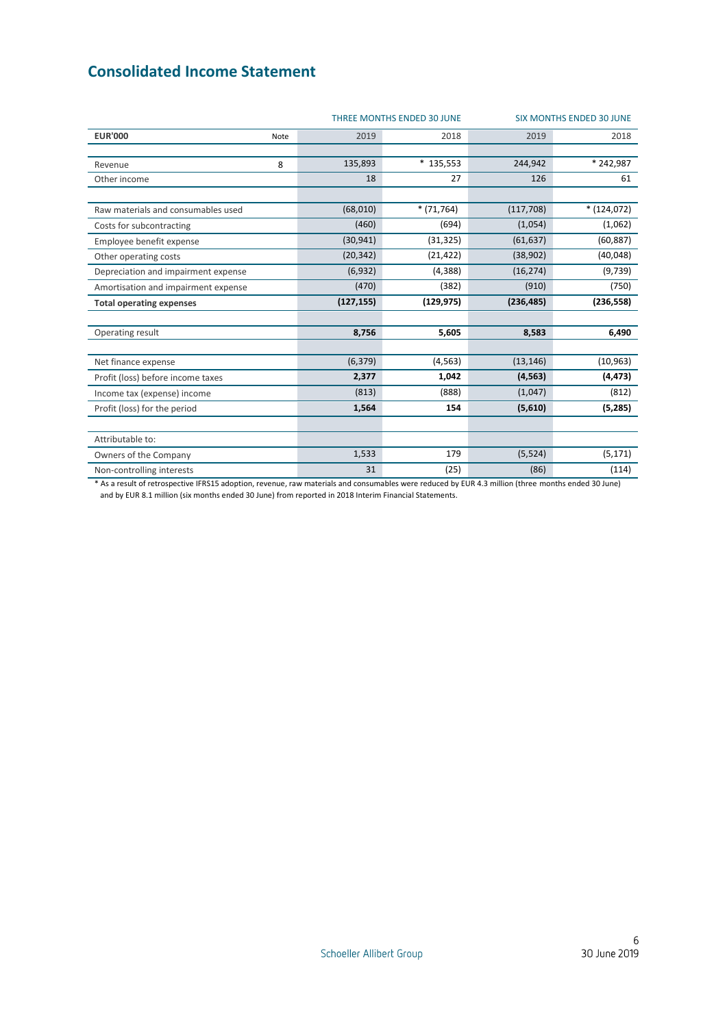## Consolidated Income Statement

| EUR'000 | Note | THREE MONTHS ENDED 30 JUNE 2019 | THREE MONTHS ENDED 30 JUNE 2018 | SIX MONTHS ENDED 30 JUNE 2019 | SIX MONTHS ENDED 30 JUNE 2018 |
|---|---|---|---|---|---|
| Revenue | 8 | 135,893 | * 135,553 | 244,942 | * 242,987 |
| Other income | | 18 | 27 | 126 | 61 |
| | | | | | |
| Raw materials and consumables used | | (68,010) | * (71,764) | (117,708) | * (124,072) |
| Costs for subcontracting | | (460) | (694) | (1,054) | (1,062) |
| Employee benefit expense | | (30,941) | (31,325) | (61,637) | (60,887) |
| Other operating costs | | (20,342) | (21,422) | (38,902) | (40,048) |
| Depreciation and impairment expense | | (6,932) | (4,388) | (16,274) | (9,739) |
| Amortisation and impairment expense | | (470) | (382) | (910) | (750) |
| **Total operating expenses** | | **(127,155)** | **(129,975)** | **(236,485)** | **(236,558)** |
| | | | | | |
| Operating result | | **8,756** | **5,605** | **8,583** | **6,490** |
| | | | | | |
| Net finance expense | | (6,379) | (4,563) | (13,146) | (10,963) |
| Profit (loss) before income taxes | | **2,377** | **1,042** | **(4,563)** | **(4,473)** |
| Income tax (expense) income | | (813) | (888) | (1,047) | (812) |
| Profit (loss) for the period | | **1,564** | **154** | **(5,610)** | **(5,285)** |
| | | | | | |
| Attributable to: | | | | | |
| Owners of the Company | | 1,533 | 179 | (5,524) | (5,171) |
| Non-controlling interests | | 31 | (25) | (86) | (114) |

* As a result of retrospective IFRS15 adoption, revenue, raw materials and consumables were reduced by EUR 4.3 million (three months ended 30 June) and by EUR 8.1 million (six months ended 30 June) from reported in 2018 Interim Financial Statements.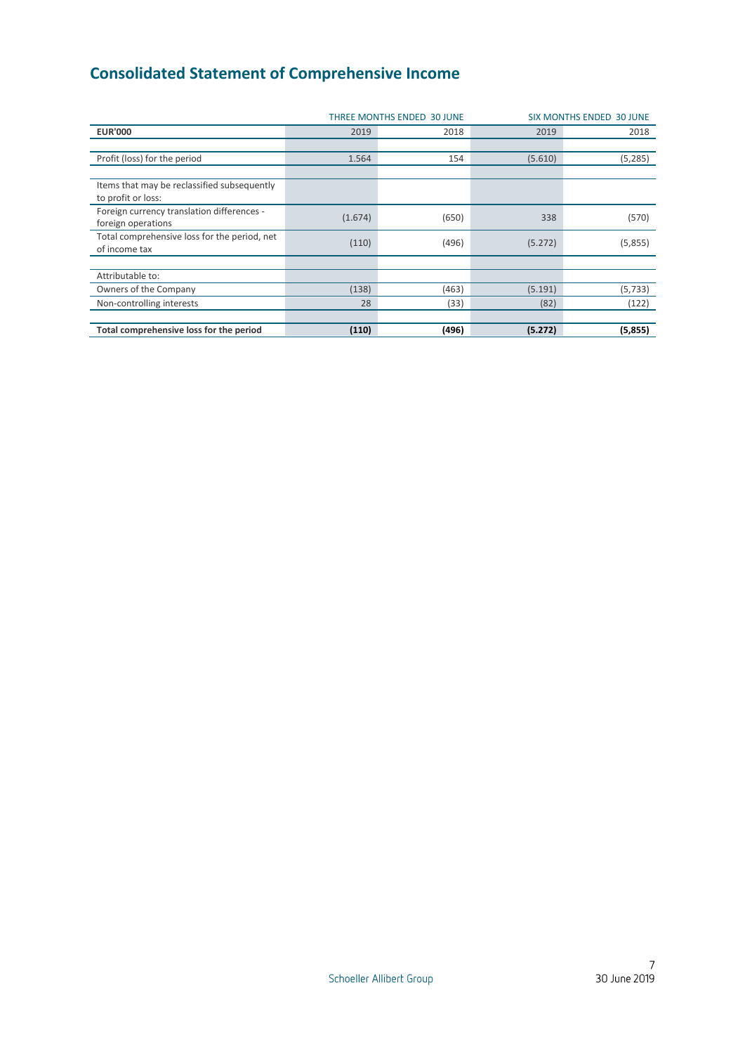# Consolidated Statement of Comprehensive Income

| | THREE MONTHS ENDED 30 JUNE | | SIX MONTHS ENDED 30 JUNE | |
|---|---|---|---|---|
| **EUR'000** | 2019 | 2018 | 2019 | 2018 |
| | | | | |
| Profit (loss) for the period | 1.564 | 154 | (5.610) | (5,285) |
| | | | | |
| Items that may be reclassified subsequently to profit or loss: | | | | |
| Foreign currency translation differences - foreign operations | (1.674) | (650) | 338 | (570) |
| Total comprehensive loss for the period, net of income tax | (110) | (496) | (5.272) | (5,855) |
| | | | | |
| Attributable to: | | | | |
| Owners of the Company | (138) | (463) | (5.191) | (5,733) |
| Non-controlling interests | 28 | (33) | (82) | (122) |
| | | | | |
| **Total comprehensive loss for the period** | **(110)** | **(496)** | **(5.272)** | **(5,855)** |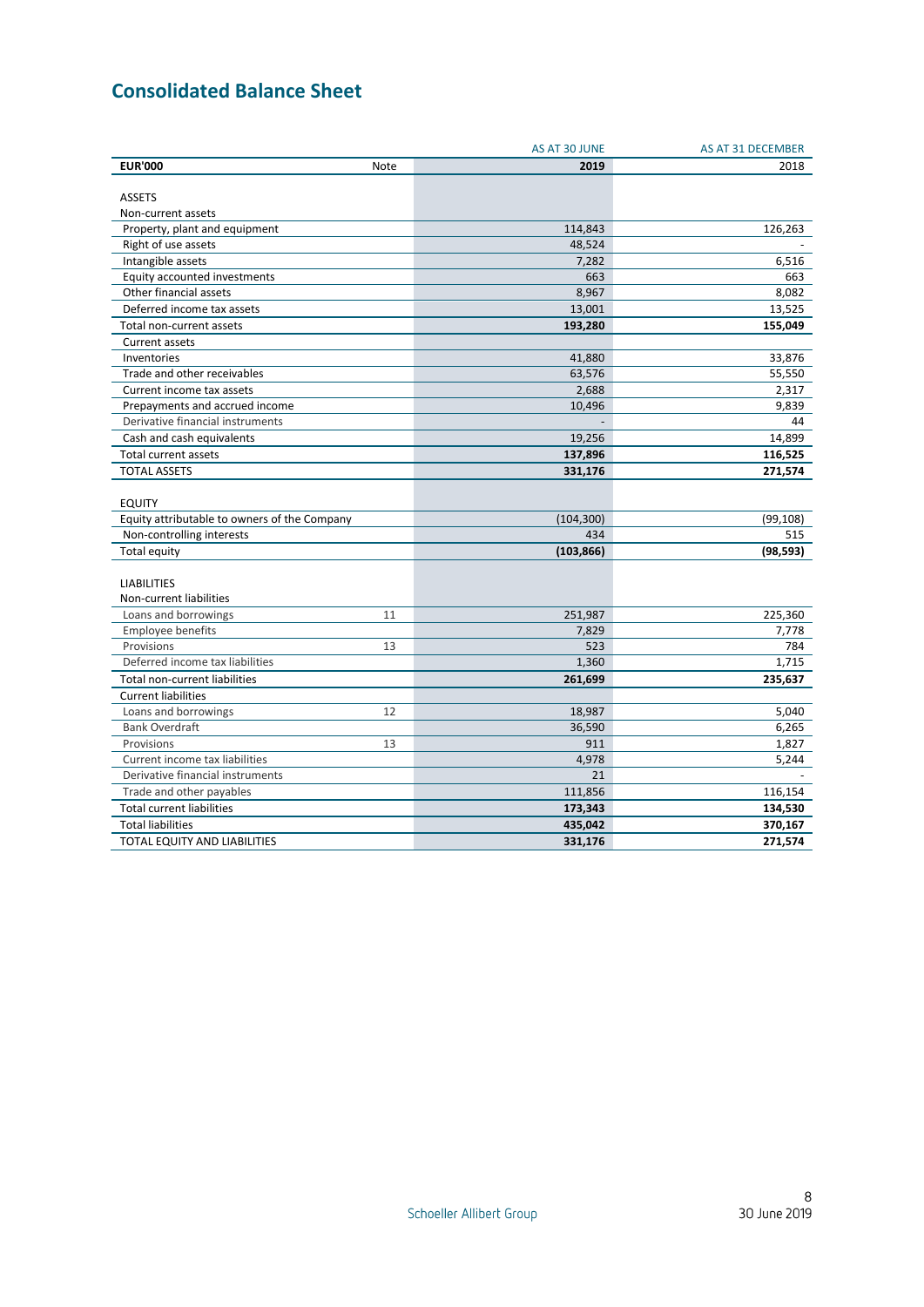# Consolidated Balance Sheet

| | | AS AT 30 JUNE | AS AT 31 DECEMBER |
|---|---|---|---|
| **EUR'000** | Note | **2019** | 2018 |
| ASSETS | | | |
| Non-current assets | | | |
| Property, plant and equipment | | 114,843 | 126,263 |
| Right of use assets | | 48,524 | - |
| Intangible assets | | 7,282 | 6,516 |
| Equity accounted investments | | 663 | 663 |
| Other financial assets | | 8,967 | 8,082 |
| Deferred income tax assets | | 13,001 | 13,525 |
| Total non-current assets | | **193,280** | **155,049** |
| Current assets | | | |
| Inventories | | 41,880 | 33,876 |
| Trade and other receivables | | 63,576 | 55,550 |
| Current income tax assets | | 2,688 | 2,317 |
| Prepayments and accrued income | | 10,496 | 9,839 |
| Derivative financial instruments | | - | 44 |
| Cash and cash equivalents | | 19,256 | 14,899 |
| Total current assets | | **137,896** | **116,525** |
| TOTAL ASSETS | | **331,176** | **271,574** |
| EQUITY | | | |
| Equity attributable to owners of the Company | | (104,300) | (99,108) |
| Non-controlling interests | | 434 | 515 |
| Total equity | | **(103,866)** | **(98,593)** |
| LIABILITIES | | | |
| Non-current liabilities | | | |
| Loans and borrowings | 11 | 251,987 | 225,360 |
| Employee benefits | | 7,829 | 7,778 |
| Provisions | 13 | 523 | 784 |
| Deferred income tax liabilities | | 1,360 | 1,715 |
| Total non-current liabilities | | **261,699** | **235,637** |
| Current liabilities | | | |
| Loans and borrowings | 12 | 18,987 | 5,040 |
| Bank Overdraft | | 36,590 | 6,265 |
| Provisions | 13 | 911 | 1,827 |
| Current income tax liabilities | | 4,978 | 5,244 |
| Derivative financial instruments | | 21 | - |
| Trade and other payables | | 111,856 | 116,154 |
| Total current liabilities | | **173,343** | **134,530** |
| Total liabilities | | **435,042** | **370,167** |
| TOTAL EQUITY AND LIABILITIES | | **331,176** | **271,574** |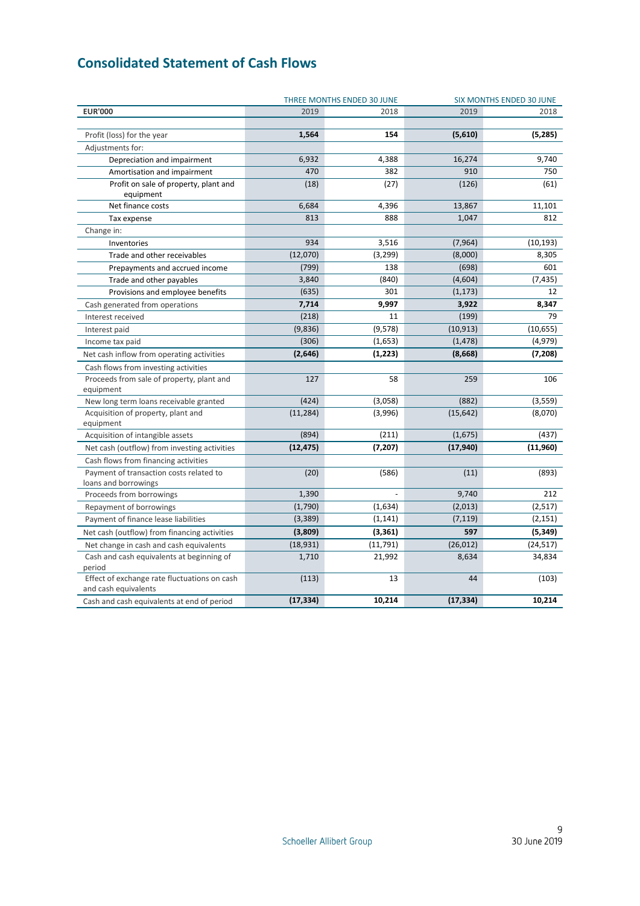# Consolidated Statement of Cash Flows

| | THREE MONTHS ENDED 30 JUNE | | SIX MONTHS ENDED 30 JUNE | |
|---|---|---|---|---|
| **EUR'000** | 2019 | 2018 | 2019 | 2018 |
| Profit (loss) for the year | **1,564** | **154** | **(5,610)** | **(5,285)** |
| Adjustments for: | | | | |
| Depreciation and impairment | 6,932 | 4,388 | 16,274 | 9,740 |
| Amortisation and impairment | 470 | 382 | 910 | 750 |
| Profit on sale of property, plant and equipment | (18) | (27) | (126) | (61) |
| Net finance costs | 6,684 | 4,396 | 13,867 | 11,101 |
| Tax expense | 813 | 888 | 1,047 | 812 |
| Change in: | | | | |
| Inventories | 934 | 3,516 | (7,964) | (10,193) |
| Trade and other receivables | (12,070) | (3,299) | (8,000) | 8,305 |
| Prepayments and accrued income | (799) | 138 | (698) | 601 |
| Trade and other payables | 3,840 | (840) | (4,604) | (7,435) |
| Provisions and employee benefits | (635) | 301 | (1,173) | 12 |
| Cash generated from operations | **7,714** | **9,997** | **3,922** | **8,347** |
| Interest received | (218) | 11 | (199) | 79 |
| Interest paid | (9,836) | (9,578) | (10,913) | (10,655) |
| Income tax paid | (306) | (1,653) | (1,478) | (4,979) |
| Net cash inflow from operating activities | **(2,646)** | **(1,223)** | **(8,668)** | **(7,208)** |
| Cash flows from investing activities | | | | |
| Proceeds from sale of property, plant and equipment | 127 | 58 | 259 | 106 |
| New long term loans receivable granted | (424) | (3,058) | (882) | (3,559) |
| Acquisition of property, plant and equipment | (11,284) | (3,996) | (15,642) | (8,070) |
| Acquisition of intangible assets | (894) | (211) | (1,675) | (437) |
| Net cash (outflow) from investing activities | **(12,475)** | **(7,207)** | **(17,940)** | **(11,960)** |
| Cash flows from financing activities | | | | |
| Payment of transaction costs related to loans and borrowings | (20) | (586) | (11) | (893) |
| Proceeds from borrowings | 1,390 | - | 9,740 | 212 |
| Repayment of borrowings | (1,790) | (1,634) | (2,013) | (2,517) |
| Payment of finance lease liabilities | (3,389) | (1,141) | (7,119) | (2,151) |
| Net cash (outflow) from financing activities | **(3,809)** | **(3,361)** | **597** | **(5,349)** |
| Net change in cash and cash equivalents | (18,931) | (11,791) | (26,012) | (24,517) |
| Cash and cash equivalents at beginning of period | 1,710 | 21,992 | 8,634 | 34,834 |
| Effect of exchange rate fluctuations on cash and cash equivalents | (113) | 13 | 44 | (103) |
| Cash and cash equivalents at end of period | **(17,334)** | **10,214** | **(17,334)** | **10,214** |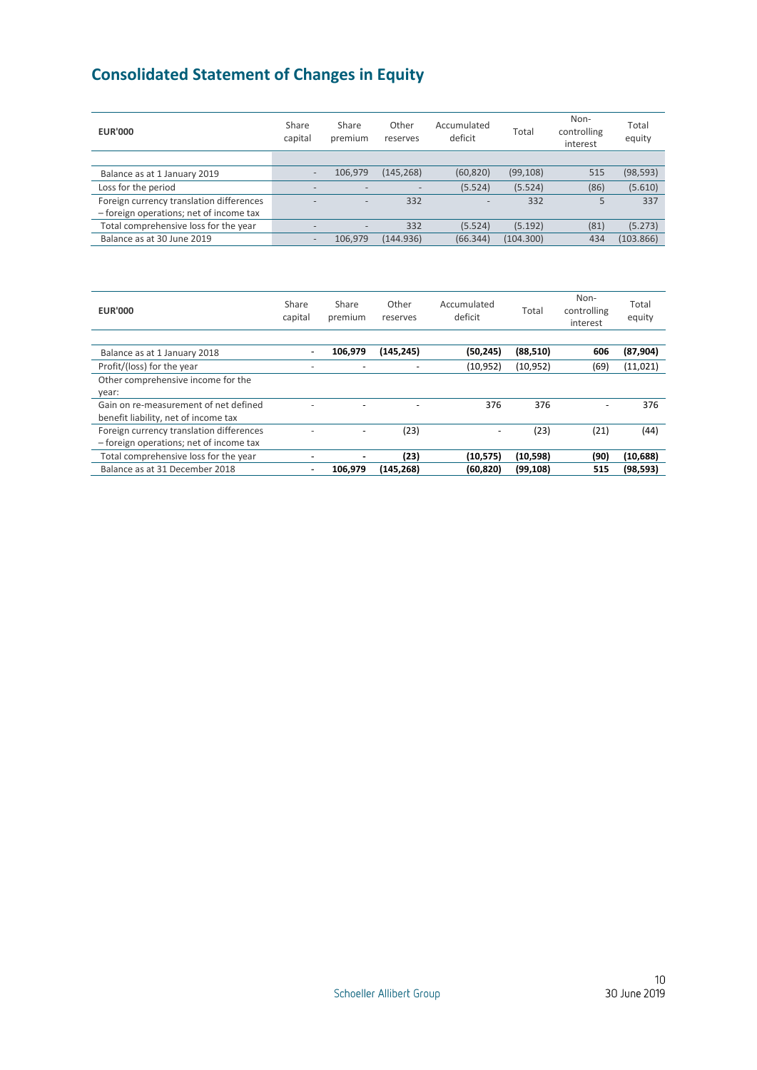# Consolidated Statement of Changes in Equity

| EUR'000 | Share capital | Share premium | Other reserves | Accumulated deficit | Total | Non-controlling interest | Total equity |
|---|---|---|---|---|---|---|---|
| Balance as at 1 January 2019 | - | 106,979 | (145,268) | (60,820) | (99,108) | 515 | (98,593) |
| Loss for the period | - | - | - | (5.524) | (5.524) | (86) | (5.610) |
| Foreign currency translation differences – foreign operations; net of income tax | - | - | 332 | - | 332 | 5 | 337 |
| Total comprehensive loss for the year | - | - | 332 | (5.524) | (5.192) | (81) | (5.273) |
| Balance as at 30 June 2019 | - | 106,979 | (144.936) | (66.344) | (104.300) | 434 | (103.866) |

| EUR'000 | Share capital | Share premium | Other reserves | Accumulated deficit | Total | Non-controlling interest | Total equity |
|---|---|---|---|---|---|---|---|
| Balance as at 1 January 2018 | **-** | **106,979** | **(145,245)** | **(50,245)** | **(88,510)** | **606** | **(87,904)** |
| Profit/(loss) for the year | - | - | - | (10,952) | (10,952) | (69) | (11,021) |
| Other comprehensive income for the year: | | | | | | | |
| Gain on re-measurement of net defined benefit liability, net of income tax | - | - | - | 376 | 376 | - | 376 |
| Foreign currency translation differences – foreign operations; net of income tax | - | - | (23) | - | (23) | (21) | (44) |
| Total comprehensive loss for the year | **-** | **-** | **(23)** | **(10,575)** | **(10,598)** | **(90)** | **(10,688)** |
| Balance as at 31 December 2018 | **-** | **106,979** | **(145,268)** | **(60,820)** | **(99,108)** | **515** | **(98,593)** |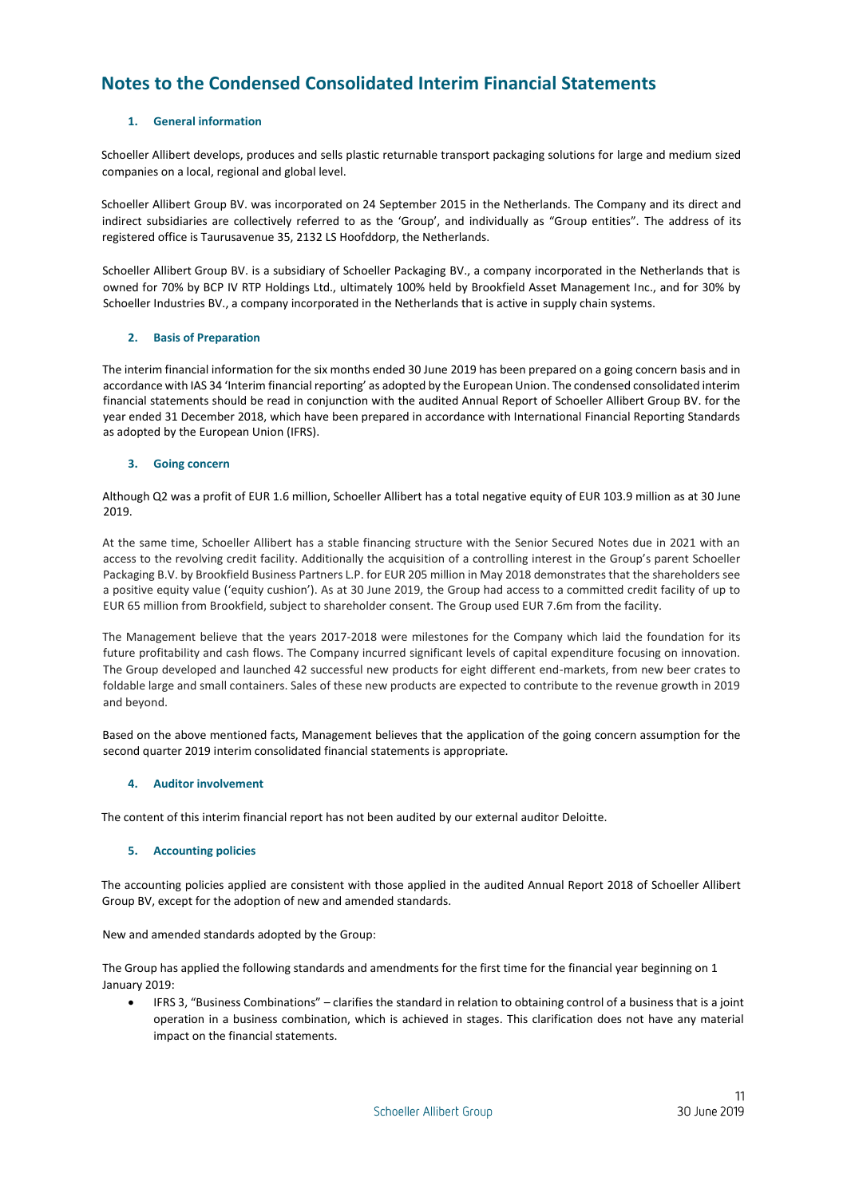# Notes to the Condensed Consolidated Interim Financial Statements

### 1. General information

Schoeller Allibert develops, produces and sells plastic returnable transport packaging solutions for large and medium sized companies on a local, regional and global level.

Schoeller Allibert Group BV. was incorporated on 24 September 2015 in the Netherlands. The Company and its direct and indirect subsidiaries are collectively referred to as the 'Group', and individually as "Group entities". The address of its registered office is Taurusavenue 35, 2132 LS Hoofddorp, the Netherlands.

Schoeller Allibert Group BV. is a subsidiary of Schoeller Packaging BV., a company incorporated in the Netherlands that is owned for 70% by BCP IV RTP Holdings Ltd., ultimately 100% held by Brookfield Asset Management Inc., and for 30% by Schoeller Industries BV., a company incorporated in the Netherlands that is active in supply chain systems.

### 2. Basis of Preparation

The interim financial information for the six months ended 30 June 2019 has been prepared on a going concern basis and in accordance with IAS 34 'Interim financial reporting' as adopted by the European Union. The condensed consolidated interim financial statements should be read in conjunction with the audited Annual Report of Schoeller Allibert Group BV. for the year ended 31 December 2018, which have been prepared in accordance with International Financial Reporting Standards as adopted by the European Union (IFRS).

### 3. Going concern

Although Q2 was a profit of EUR 1.6 million, Schoeller Allibert has a total negative equity of EUR 103.9 million as at 30 June 2019.

At the same time, Schoeller Allibert has a stable financing structure with the Senior Secured Notes due in 2021 with an access to the revolving credit facility. Additionally the acquisition of a controlling interest in the Group's parent Schoeller Packaging B.V. by Brookfield Business Partners L.P. for EUR 205 million in May 2018 demonstrates that the shareholders see a positive equity value ('equity cushion'). As at 30 June 2019, the Group had access to a committed credit facility of up to EUR 65 million from Brookfield, subject to shareholder consent. The Group used EUR 7.6m from the facility.

The Management believe that the years 2017-2018 were milestones for the Company which laid the foundation for its future profitability and cash flows. The Company incurred significant levels of capital expenditure focusing on innovation. The Group developed and launched 42 successful new products for eight different end-markets, from new beer crates to foldable large and small containers. Sales of these new products are expected to contribute to the revenue growth in 2019 and beyond.

Based on the above mentioned facts, Management believes that the application of the going concern assumption for the second quarter 2019 interim consolidated financial statements is appropriate.

### 4. Auditor involvement

The content of this interim financial report has not been audited by our external auditor Deloitte.

### 5. Accounting policies

The accounting policies applied are consistent with those applied in the audited Annual Report 2018 of Schoeller Allibert Group BV, except for the adoption of new and amended standards.

New and amended standards adopted by the Group:

The Group has applied the following standards and amendments for the first time for the financial year beginning on 1 January 2019:

- IFRS 3, "Business Combinations" – clarifies the standard in relation to obtaining control of a business that is a joint operation in a business combination, which is achieved in stages. This clarification does not have any material impact on the financial statements.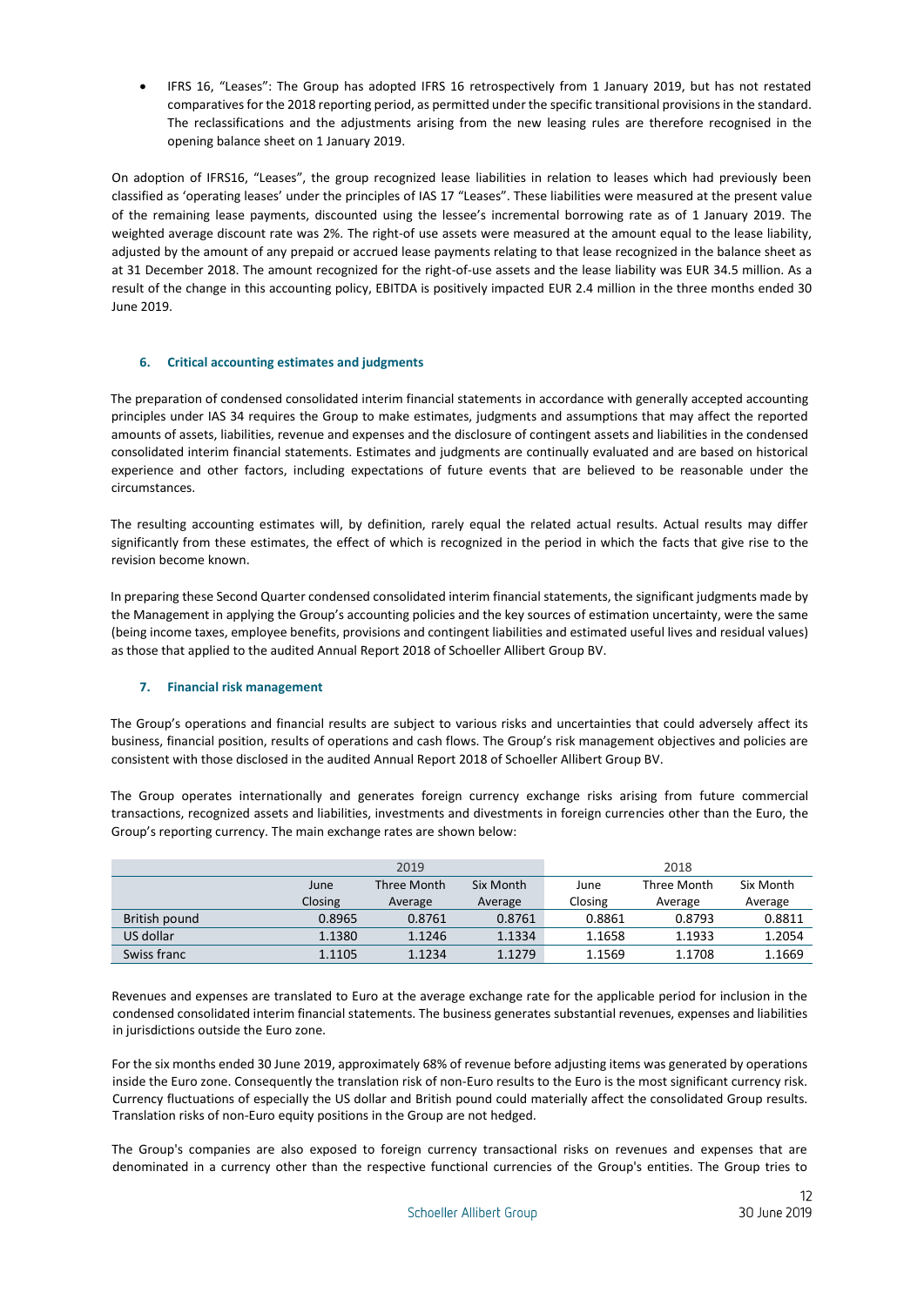- IFRS 16, "Leases": The Group has adopted IFRS 16 retrospectively from 1 January 2019, but has not restated comparatives for the 2018 reporting period, as permitted under the specific transitional provisions in the standard. The reclassifications and the adjustments arising from the new leasing rules are therefore recognised in the opening balance sheet on 1 January 2019.

On adoption of IFRS16, "Leases", the group recognized lease liabilities in relation to leases which had previously been classified as 'operating leases' under the principles of IAS 17 "Leases". These liabilities were measured at the present value of the remaining lease payments, discounted using the lessee's incremental borrowing rate as of 1 January 2019. The weighted average discount rate was 2%. The right-of use assets were measured at the amount equal to the lease liability, adjusted by the amount of any prepaid or accrued lease payments relating to that lease recognized in the balance sheet as at 31 December 2018. The amount recognized for the right-of-use assets and the lease liability was EUR 34.5 million. As a result of the change in this accounting policy, EBITDA is positively impacted EUR 2.4 million in the three months ended 30 June 2019.

### 6. Critical accounting estimates and judgments

The preparation of condensed consolidated interim financial statements in accordance with generally accepted accounting principles under IAS 34 requires the Group to make estimates, judgments and assumptions that may affect the reported amounts of assets, liabilities, revenue and expenses and the disclosure of contingent assets and liabilities in the condensed consolidated interim financial statements. Estimates and judgments are continually evaluated and are based on historical experience and other factors, including expectations of future events that are believed to be reasonable under the circumstances.

The resulting accounting estimates will, by definition, rarely equal the related actual results. Actual results may differ significantly from these estimates, the effect of which is recognized in the period in which the facts that give rise to the revision become known.

In preparing these Second Quarter condensed consolidated interim financial statements, the significant judgments made by the Management in applying the Group's accounting policies and the key sources of estimation uncertainty, were the same (being income taxes, employee benefits, provisions and contingent liabilities and estimated useful lives and residual values) as those that applied to the audited Annual Report 2018 of Schoeller Allibert Group BV.

### 7. Financial risk management

The Group's operations and financial results are subject to various risks and uncertainties that could adversely affect its business, financial position, results of operations and cash flows. The Group's risk management objectives and policies are consistent with those disclosed in the audited Annual Report 2018 of Schoeller Allibert Group BV.

The Group operates internationally and generates foreign currency exchange risks arising from future commercial transactions, recognized assets and liabilities, investments and divestments in foreign currencies other than the Euro, the Group's reporting currency. The main exchange rates are shown below:

| | 2019 | | | 2018 | | |
|---|---|---|---|---|---|---|
| | June Closing | Three Month Average | Six Month Average | June Closing | Three Month Average | Six Month Average |
| British pound | 0.8965 | 0.8761 | 0.8761 | 0.8861 | 0.8793 | 0.8811 |
| US dollar | 1.1380 | 1.1246 | 1.1334 | 1.1658 | 1.1933 | 1.2054 |
| Swiss franc | 1.1105 | 1.1234 | 1.1279 | 1.1569 | 1.1708 | 1.1669 |

Revenues and expenses are translated to Euro at the average exchange rate for the applicable period for inclusion in the condensed consolidated interim financial statements. The business generates substantial revenues, expenses and liabilities in jurisdictions outside the Euro zone.

For the six months ended 30 June 2019, approximately 68% of revenue before adjusting items was generated by operations inside the Euro zone. Consequently the translation risk of non-Euro results to the Euro is the most significant currency risk. Currency fluctuations of especially the US dollar and British pound could materially affect the consolidated Group results. Translation risks of non-Euro equity positions in the Group are not hedged.

The Group's companies are also exposed to foreign currency transactional risks on revenues and expenses that are denominated in a currency other than the respective functional currencies of the Group's entities. The Group tries to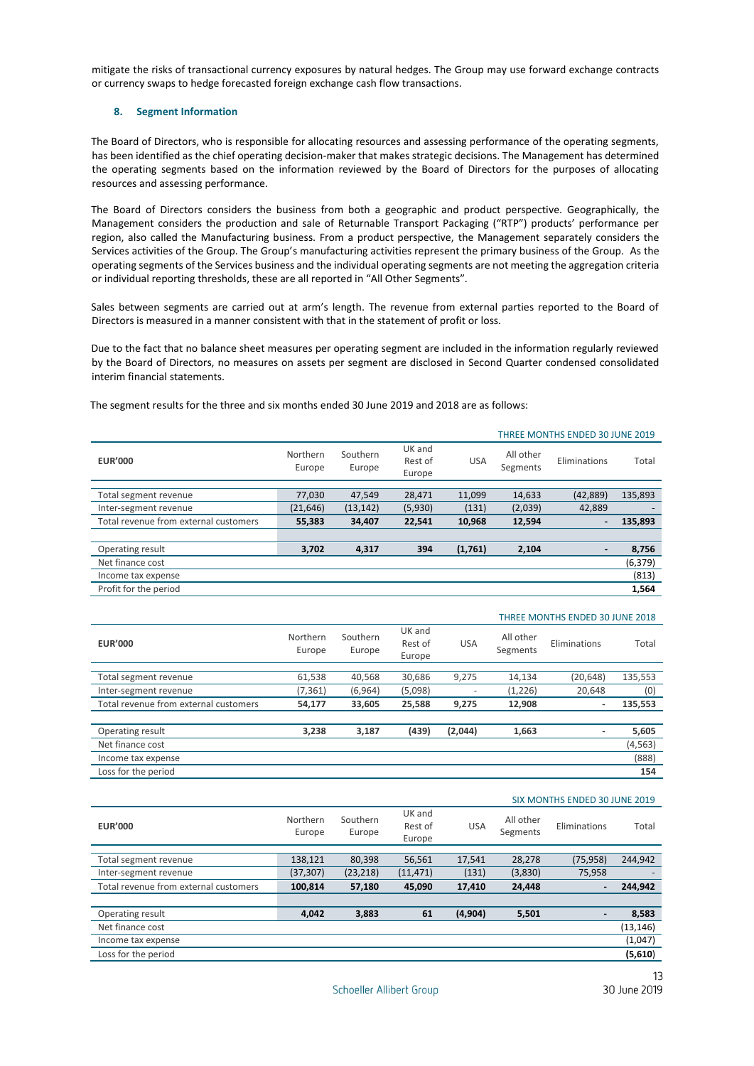mitigate the risks of transactional currency exposures by natural hedges. The Group may use forward exchange contracts or currency swaps to hedge forecasted foreign exchange cash flow transactions.

## 8. Segment Information

The Board of Directors, who is responsible for allocating resources and assessing performance of the operating segments, has been identified as the chief operating decision-maker that makes strategic decisions. The Management has determined the operating segments based on the information reviewed by the Board of Directors for the purposes of allocating resources and assessing performance.

The Board of Directors considers the business from both a geographic and product perspective. Geographically, the Management considers the production and sale of Returnable Transport Packaging ("RTP") products' performance per region, also called the Manufacturing business. From a product perspective, the Management separately considers the Services activities of the Group. The Group's manufacturing activities represent the primary business of the Group. As the operating segments of the Services business and the individual operating segments are not meeting the aggregation criteria or individual reporting thresholds, these are all reported in "All Other Segments".

Sales between segments are carried out at arm's length. The revenue from external parties reported to the Board of Directors is measured in a manner consistent with that in the statement of profit or loss.

Due to the fact that no balance sheet measures per operating segment are included in the information regularly reviewed by the Board of Directors, no measures on assets per segment are disclosed in Second Quarter condensed consolidated interim financial statements.

The segment results for the three and six months ended 30 June 2019 and 2018 are as follows:

THREE MONTHS ENDED 30 JUNE 2019

| EUR'000 | Northern Europe | Southern Europe | UK and Rest of Europe | USA | All other Segments | Eliminations | Total |
|---|---|---|---|---|---|---|---|
| Total segment revenue | 77,030 | 47,549 | 28,471 | 11,099 | 14,633 | (42,889) | 135,893 |
| Inter-segment revenue | (21,646) | (13,142) | (5,930) | (131) | (2,039) | 42,889 | - |
| **Total revenue from external customers** | **55,383** | **34,407** | **22,541** | **10,968** | **12,594** | **-** | **135,893** |
| | | | | | | | |
| Operating result | **3,702** | **4,317** | **394** | **(1,761)** | **2,104** | **-** | **8,756** |
| Net finance cost | | | | | | | (6,379) |
| Income tax expense | | | | | | | (813) |
| Profit for the period | | | | | | | **1,564** |

THREE MONTHS ENDED 30 JUNE 2018

| EUR'000 | Northern Europe | Southern Europe | UK and Rest of Europe | USA | All other Segments | Eliminations | Total |
|---|---|---|---|---|---|---|---|
| Total segment revenue | 61,538 | 40,568 | 30,686 | 9,275 | 14,134 | (20,648) | 135,553 |
| Inter-segment revenue | (7,361) | (6,964) | (5,098) | - | (1,226) | 20,648 | (0) |
| **Total revenue from external customers** | **54,177** | **33,605** | **25,588** | **9,275** | **12,908** | **-** | **135,553** |
| | | | | | | | |
| Operating result | **3,238** | **3,187** | **(439)** | **(2,044)** | **1,663** | **-** | **5,605** |
| Net finance cost | | | | | | | (4,563) |
| Income tax expense | | | | | | | (888) |
| Loss for the period | | | | | | | **154** |

SIX MONTHS ENDED 30 JUNE 2019

| EUR'000 | Northern Europe | Southern Europe | UK and Rest of Europe | USA | All other Segments | Eliminations | Total |
|---|---|---|---|---|---|---|---|
| Total segment revenue | 138,121 | 80,398 | 56,561 | 17,541 | 28,278 | (75,958) | 244,942 |
| Inter-segment revenue | (37,307) | (23,218) | (11,471) | (131) | (3,830) | 75,958 | - |
| **Total revenue from external customers** | **100,814** | **57,180** | **45,090** | **17,410** | **24,448** | **-** | **244,942** |
| | | | | | | | |
| Operating result | **4,042** | **3,883** | **61** | **(4,904)** | **5,501** | **-** | **8,583** |
| Net finance cost | | | | | | | (13,146) |
| Income tax expense | | | | | | | (1,047) |
| Loss for the period | | | | | | | **(5,610)** |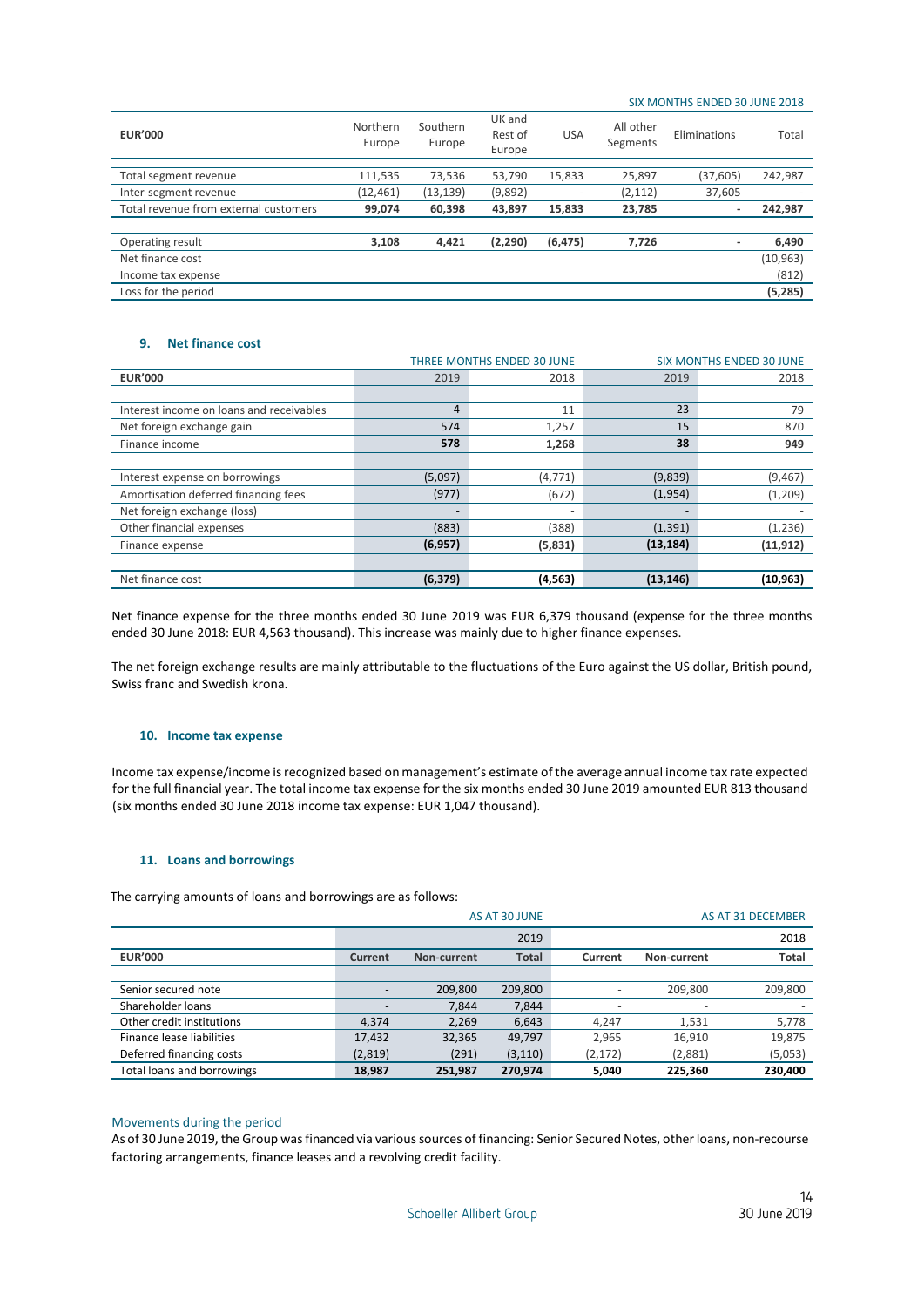| EUR'000 | Northern Europe | Southern Europe | UK and Rest of Europe | USA | All other Segments | Eliminations | Total |
|---|---|---|---|---|---|---|---|
| | | | | | | | SIX MONTHS ENDED 30 JUNE 2018 |
| Total segment revenue | 111,535 | 73,536 | 53,790 | 15,833 | 25,897 | (37,605) | 242,987 |
| Inter-segment revenue | (12,461) | (13,139) | (9,892) | - | (2,112) | 37,605 | - |
| Total revenue from external customers | **99,074** | **60,398** | **43,897** | **15,833** | **23,785** | **-** | **242,987** |
| | | | | | | | |
| Operating result | **3,108** | **4,421** | **(2,290)** | **(6,475)** | **7,726** | **-** | **6,490** |
| Net finance cost | | | | | | | (10,963) |
| Income tax expense | | | | | | | (812) |
| Loss for the period | | | | | | | **(5,285)** |

## 9. Net finance cost

| | THREE MONTHS ENDED 30 JUNE | | SIX MONTHS ENDED 30 JUNE | |
|---|---|---|---|---|
| **EUR'000** | 2019 | 2018 | 2019 | 2018 |
| | | | | |
| Interest income on loans and receivables | 4 | 11 | 23 | 79 |
| Net foreign exchange gain | 574 | 1,257 | 15 | 870 |
| Finance income | **578** | **1,268** | **38** | **949** |
| | | | | |
| Interest expense on borrowings | (5,097) | (4,771) | (9,839) | (9,467) |
| Amortisation deferred financing fees | (977) | (672) | (1,954) | (1,209) |
| Net foreign exchange (loss) | - | - | - | - |
| Other financial expenses | (883) | (388) | (1,391) | (1,236) |
| Finance expense | **(6,957)** | **(5,831)** | **(13,184)** | **(11,912)** |
| | | | | |
| Net finance cost | **(6,379)** | **(4,563)** | **(13,146)** | **(10,963)** |

Net finance expense for the three months ended 30 June 2019 was EUR 6,379 thousand (expense for the three months ended 30 June 2018: EUR 4,563 thousand). This increase was mainly due to higher finance expenses.

The net foreign exchange results are mainly attributable to the fluctuations of the Euro against the US dollar, British pound, Swiss franc and Swedish krona.

## 10. Income tax expense

Income tax expense/income is recognized based on management's estimate of the average annual income tax rate expected for the full financial year. The total income tax expense for the six months ended 30 June 2019 amounted EUR 813 thousand (six months ended 30 June 2018 income tax expense: EUR 1,047 thousand).

## 11. Loans and borrowings

The carrying amounts of loans and borrowings are as follows:

| | AS AT 30 JUNE | | | AS AT 31 DECEMBER | | |
|---|---|---|---|---|---|---|
| | | | 2019 | | | 2018 |
| **EUR'000** | **Current** | **Non-current** | **Total** | **Current** | **Non-current** | **Total** |
| | | | | | | |
| Senior secured note | - | 209,800 | 209,800 | - | 209,800 | 209,800 |
| Shareholder loans | - | 7,844 | 7,844 | - | - | - |
| Other credit institutions | 4,374 | 2,269 | 6,643 | 4,247 | 1,531 | 5,778 |
| Finance lease liabilities | 17,432 | 32,365 | 49,797 | 2,965 | 16,910 | 19,875 |
| Deferred financing costs | (2,819) | (291) | (3,110) | (2,172) | (2,881) | (5,053) |
| Total loans and borrowings | **18,987** | **251,987** | **270,974** | **5,040** | **225,360** | **230,400** |

### Movements during the period

As of 30 June 2019, the Group was financed via various sources of financing: Senior Secured Notes, other loans, non-recourse factoring arrangements, finance leases and a revolving credit facility.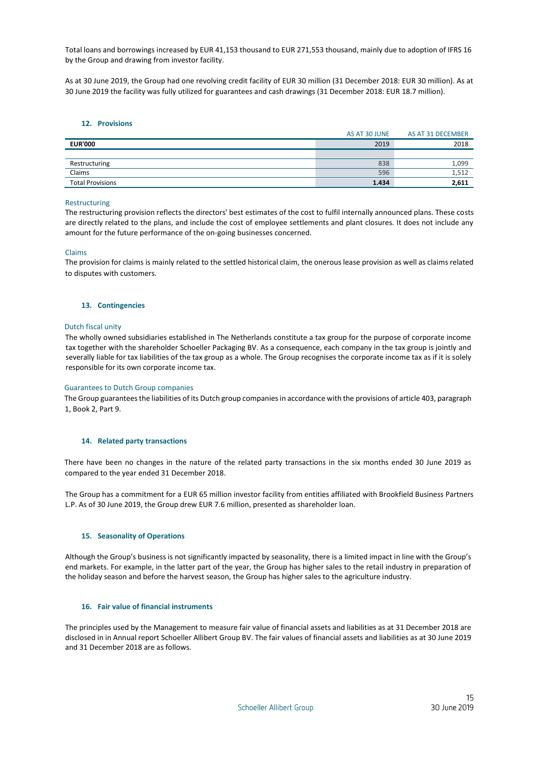Total loans and borrowings increased by EUR 41,153 thousand to EUR 271,553 thousand, mainly due to adoption of IFRS 16 by the Group and drawing from investor facility.

As at 30 June 2019, the Group had one revolving credit facility of EUR 30 million (31 December 2018: EUR 30 million). As at 30 June 2019 the facility was fully utilized for guarantees and cash drawings (31 December 2018: EUR 18.7 million).

## 12. Provisions

| | AS AT 30 JUNE | AS AT 31 DECEMBER |
|---|---|---|
| **EUR'000** | 2019 | 2018 |
| | | |
| Restructuring | 838 | 1,099 |
| Claims | 596 | 1,512 |
| Total Provisions | **1.434** | **2,611** |

### Restructuring

The restructuring provision reflects the directors' best estimates of the cost to fulfil internally announced plans. These costs are directly related to the plans, and include the cost of employee settlements and plant closures. It does not include any amount for the future performance of the on-going businesses concerned.

### Claims

The provision for claims is mainly related to the settled historical claim, the onerous lease provision as well as claims related to disputes with customers.

## 13. Contingencies

### Dutch fiscal unity

The wholly owned subsidiaries established in The Netherlands constitute a tax group for the purpose of corporate income tax together with the shareholder Schoeller Packaging BV. As a consequence, each company in the tax group is jointly and severally liable for tax liabilities of the tax group as a whole. The Group recognises the corporate income tax as if it is solely responsible for its own corporate income tax.

### Guarantees to Dutch Group companies

The Group guarantees the liabilities of its Dutch group companies in accordance with the provisions of article 403, paragraph 1, Book 2, Part 9.

## 14. Related party transactions

There have been no changes in the nature of the related party transactions in the six months ended 30 June 2019 as compared to the year ended 31 December 2018.

The Group has a commitment for a EUR 65 million investor facility from entities affiliated with Brookfield Business Partners L.P. As of 30 June 2019, the Group drew EUR 7.6 million, presented as shareholder loan.

## 15. Seasonality of Operations

Although the Group's business is not significantly impacted by seasonality, there is a limited impact in line with the Group's end markets. For example, in the latter part of the year, the Group has higher sales to the retail industry in preparation of the holiday season and before the harvest season, the Group has higher sales to the agriculture industry.

## 16. Fair value of financial instruments

The principles used by the Management to measure fair value of financial assets and liabilities as at 31 December 2018 are disclosed in in Annual report Schoeller Allibert Group BV. The fair values of financial assets and liabilities as at 30 June 2019 and 31 December 2018 are as follows.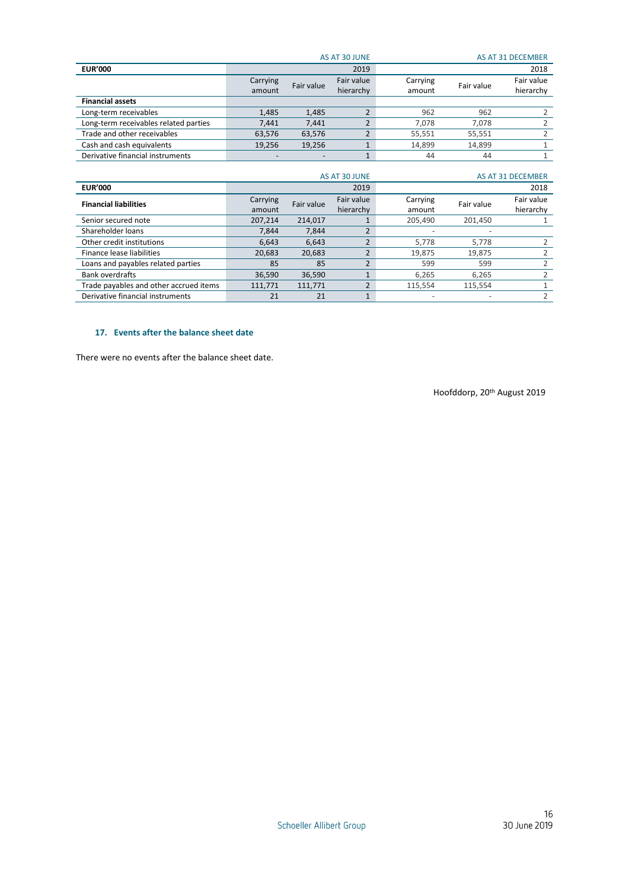| EUR'000 | AS AT 30 JUNE | | 2019 | AS AT 31 DECEMBER | | 2018 |
|---|---|---|---|---|---|---|
| | Carrying amount | Fair value | Fair value hierarchy | Carrying amount | Fair value | Fair value hierarchy |
| **Financial assets** | | | | | | |
| Long-term receivables | 1,485 | 1,485 | 2 | 962 | 962 | 2 |
| Long-term receivables related parties | 7,441 | 7,441 | 2 | 7,078 | 7,078 | 2 |
| Trade and other receivables | 63,576 | 63,576 | 2 | 55,551 | 55,551 | 2 |
| Cash and cash equivalents | 19,256 | 19,256 | 1 | 14,899 | 14,899 | 1 |
| Derivative financial instruments | - | - | 1 | 44 | 44 | 1 |

| EUR'000 | AS AT 30 JUNE | | 2019 | AS AT 31 DECEMBER | | 2018 |
|---|---|---|---|---|---|---|
| **Financial liabilities** | Carrying amount | Fair value | Fair value hierarchy | Carrying amount | Fair value | Fair value hierarchy |
| Senior secured note | 207,214 | 214,017 | 1 | 205,490 | 201,450 | 1 |
| Shareholder loans | 7,844 | 7,844 | 2 | - | - | |
| Other credit institutions | 6,643 | 6,643 | 2 | 5,778 | 5,778 | 2 |
| Finance lease liabilities | 20,683 | 20,683 | 2 | 19,875 | 19,875 | 2 |
| Loans and payables related parties | 85 | 85 | 2 | 599 | 599 | 2 |
| Bank overdrafts | 36,590 | 36,590 | 1 | 6,265 | 6,265 | 2 |
| Trade payables and other accrued items | 111,771 | 111,771 | 2 | 115,554 | 115,554 | 1 |
| Derivative financial instruments | 21 | 21 | 1 | - | - | 2 |

### 17. Events after the balance sheet date

There were no events after the balance sheet date.

Hoofddorp, 20th August 2019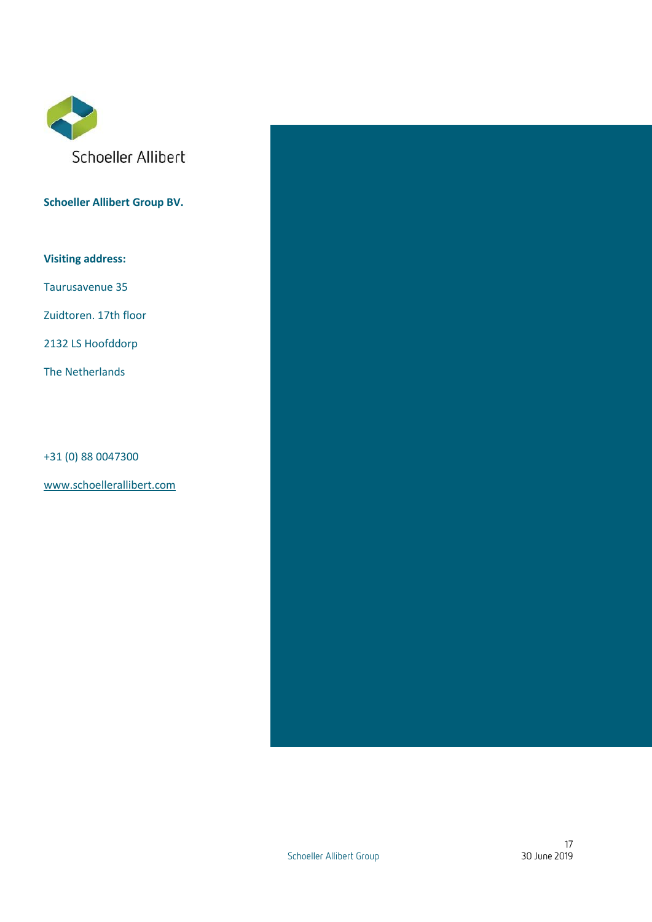Schoeller Allibert

**Schoeller Allibert Group BV.**

**Visiting address:**

Taurusavenue 35

Zuidtoren. 17th floor

2132 LS Hoofddorp

The Netherlands

+31 (0) 88 0047300

www.schoellerallibert.com